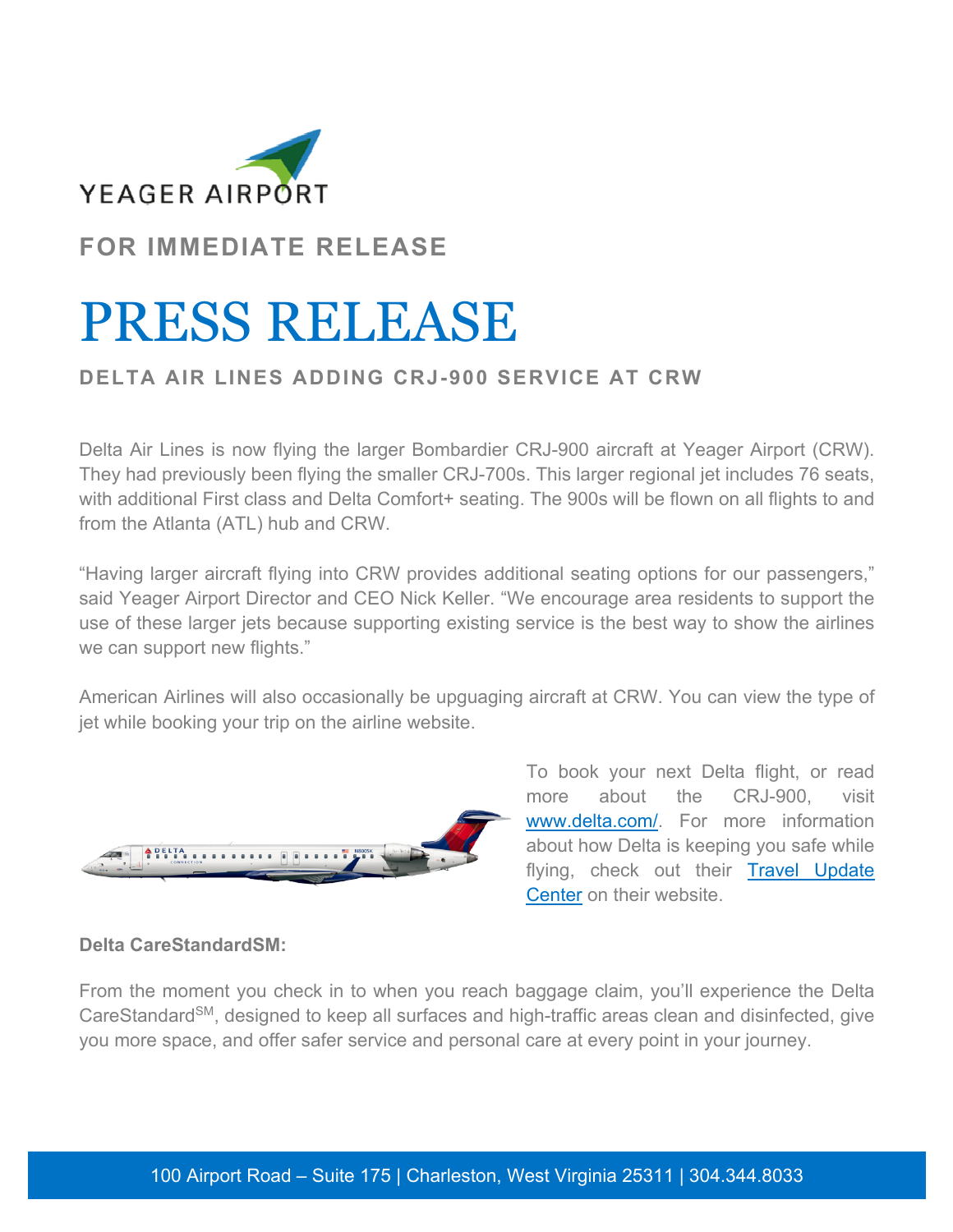YEAGER AIRPORT

**FOR IMMEDIATE RELEASE**

# PRESS RELEASE

## DELTA AIR LINES ADDING CRJ-900 SERVICE AT CRW

Delta Air Lines is now flying the larger Bombardier CRJ-900 aircraft at Yeager Airport (CRW). They had previously been flying the smaller CRJ-700s. This larger regional jet includes 76 seats, with additional First class and Delta Comfort+ seating. The 900s will be flown on all flights to and from the Atlanta (ATL) hub and CRW.

"Having larger aircraft flying into CRW provides additional seating options for our passengers," said Yeager Airport Director and CEO Nick Keller. "We encourage area residents to support the use of these larger jets because supporting existing service is the best way to show the airlines we can support new flights."

American Airlines will also occasionally be upguaging aircraft at CRW. You can view the type of jet while booking your trip on the airline website.

To book your next Delta flight, or read more about the CRJ-900, visit www.delta.com/. For more information about how Delta is keeping you safe while flying, check out their Travel Update Center on their website.

**Delta CareStandardSM:**

From the moment you check in to when you reach baggage claim, you'll experience the Delta CareStandard[SM], designed to keep all surfaces and high-traffic areas clean and disinfected, give you more space, and offer safer service and personal care at every point in your journey.

100 Airport Road – Suite 175 | Charleston, West Virginia 25311 | 304.344.8033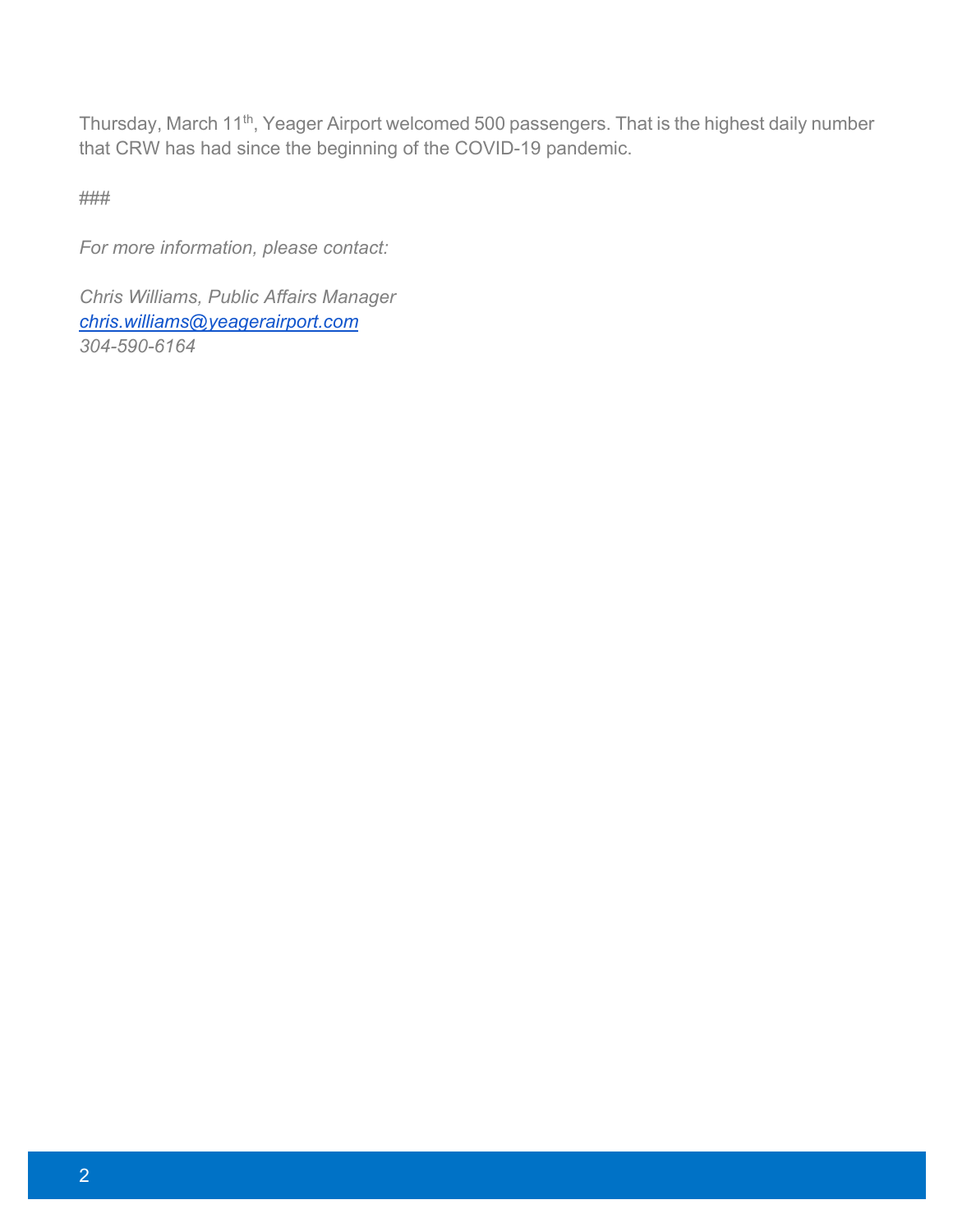Thursday, March 11th, Yeager Airport welcomed 500 passengers. That is the highest daily number that CRW has had since the beginning of the COVID-19 pandemic.

###

*For more information, please contact:*

*Chris Williams, Public Affairs Manager*
*chris.williams@yeagerairport.com*
*304-590-6164*